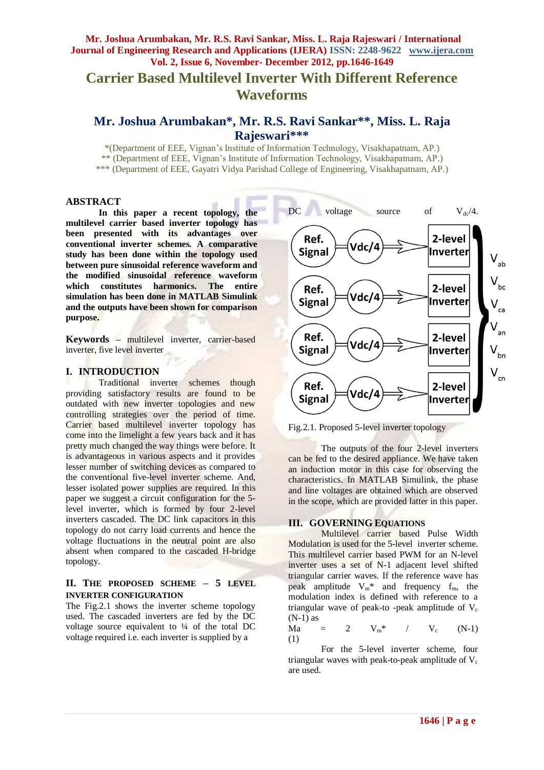# Carrier Based Multilevel Inverter With Different Reference Waveforms

## Mr. Joshua Arumbakan*, Mr. R.S. Ravi Sankar**, Miss. L. Raja Rajeswari***

*(Department of EEE, Vignan's Institute of Information Technology, Visakhapatnam, AP.)
** (Department of EEE, Vignan's Institute of Information Technology, Visakhapatnam, AP.)
*** (Department of EEE, Gayatri Vidya Parishad College of Engineering, Visakhapatnam, AP.)

### ABSTRACT

**In this paper a recent topology, the multilevel carrier based inverter topology has been presented with its advantages over conventional inverter schemes. A comparative study has been done within the topology used between pure sinusoidal reference waveform and the modified sinusoidal reference waveform which constitutes harmonics. The entire simulation has been done in MATLAB Simulink and the outputs have been shown for comparison purpose.**

**Keywords** – multilevel inverter, carrier-based inverter, five level inverter

### I. INTRODUCTION

Traditional inverter schemes though providing satisfactory results are found to be outdated with new inverter topologies and new controlling strategies over the period of time. Carrier based multilevel inverter topology has come into the limelight a few years back and it has pretty much changed the way things were before. It is advantageous in various aspects and it provides lesser number of switching devices as compared to the conventional five-level inverter scheme. And, lesser isolated power supplies are required. In this paper we suggest a circuit configuration for the 5-level inverter, which is formed by four 2-level inverters cascaded. The DC link capacitors in this topology do not carry load currents and hence the voltage fluctuations in the neutral point are also absent when compared to the cascaded H-bridge topology.

### II. THE PROPOSED SCHEME – 5 LEVEL INVERTER CONFIGURATION

The Fig.2.1 shows the inverter scheme topology used. The cascaded inverters are fed by the DC voltage source equivalent to ¼ of the total DC voltage required i.e. each inverter is supplied by a DC voltage source of $V_{dc}/4$.

Fig.2.1. Proposed 5-level inverter topology

The outputs of the four 2-level inverters can be fed to the desired appliance. We have taken an induction motor in this case for observing the characteristics. In MATLAB Simulink, the phase and line voltages are obtained which are observed in the scope, which are provided latter in this paper.

### III. GOVERNING EQUATIONS

Multilevel carrier based Pulse Width Modulation is used for the 5-level inverter scheme. This multilevel carrier based PWM for an N-level inverter uses a set of N-1 adjacent level shifted triangular carrier waves. If the reference wave has peak amplitude $V_m^*$ and frequency $f_m$, the modulation index is defined with reference to a triangular wave of peak-to -peak amplitude of $V_c$ (N-1) as

$$Ma = 2 V_m^* / V_c (N-1) \quad (1)$$

For the 5-level inverter scheme, four triangular waves with peak-to-peak amplitude of $V_c$ are used.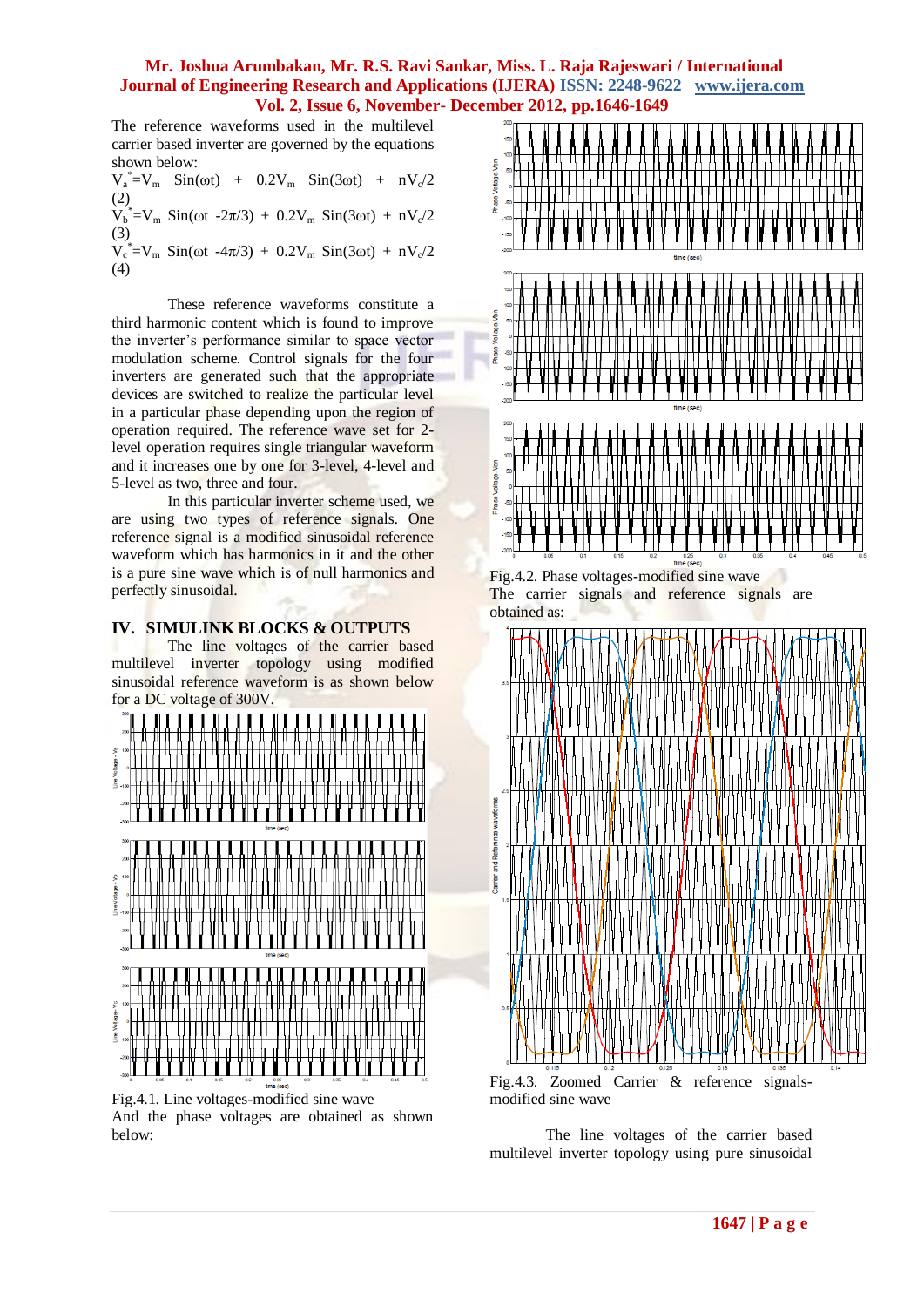The reference waveforms used in the multilevel carrier based inverter are governed by the equations shown below:

$$V_a^* = V_m \sin(\omega t) + 0.2V_m \sin(3\omega t) + nV_c/2 \quad (2)$$

$$V_b^* = V_m \sin(\omega t - 2\pi/3) + 0.2V_m \sin(3\omega t) + nV_c/2 \quad (3)$$

$$V_c^* = V_m \sin(\omega t - 4\pi/3) + 0.2V_m \sin(3\omega t) + nV_c/2 \quad (4)$$

These reference waveforms constitute a third harmonic content which is found to improve the inverter's performance similar to space vector modulation scheme. Control signals for the four inverters are generated such that the appropriate devices are switched to realize the particular level in a particular phase depending upon the region of operation required. The reference wave set for 2-level operation requires single triangular waveform and it increases one by one for 3-level, 4-level and 5-level as two, three and four.

In this particular inverter scheme used, we are using two types of reference signals. One reference signal is a modified sinusoidal reference waveform which has harmonics in it and the other is a pure sine wave which is of null harmonics and perfectly sinusoidal.

## IV. SIMULINK BLOCKS & OUTPUTS

The line voltages of the carrier based multilevel inverter topology using modified sinusoidal reference waveform is as shown below for a DC voltage of 300V.

Fig.4.1. Line voltages-modified sine wave

And the phase voltages are obtained as shown below:

Fig.4.2. Phase voltages-modified sine wave

The carrier signals and reference signals are obtained as:

Fig.4.3. Zoomed Carrier & reference signals-modified sine wave

The line voltages of the carrier based multilevel inverter topology using pure sinusoidal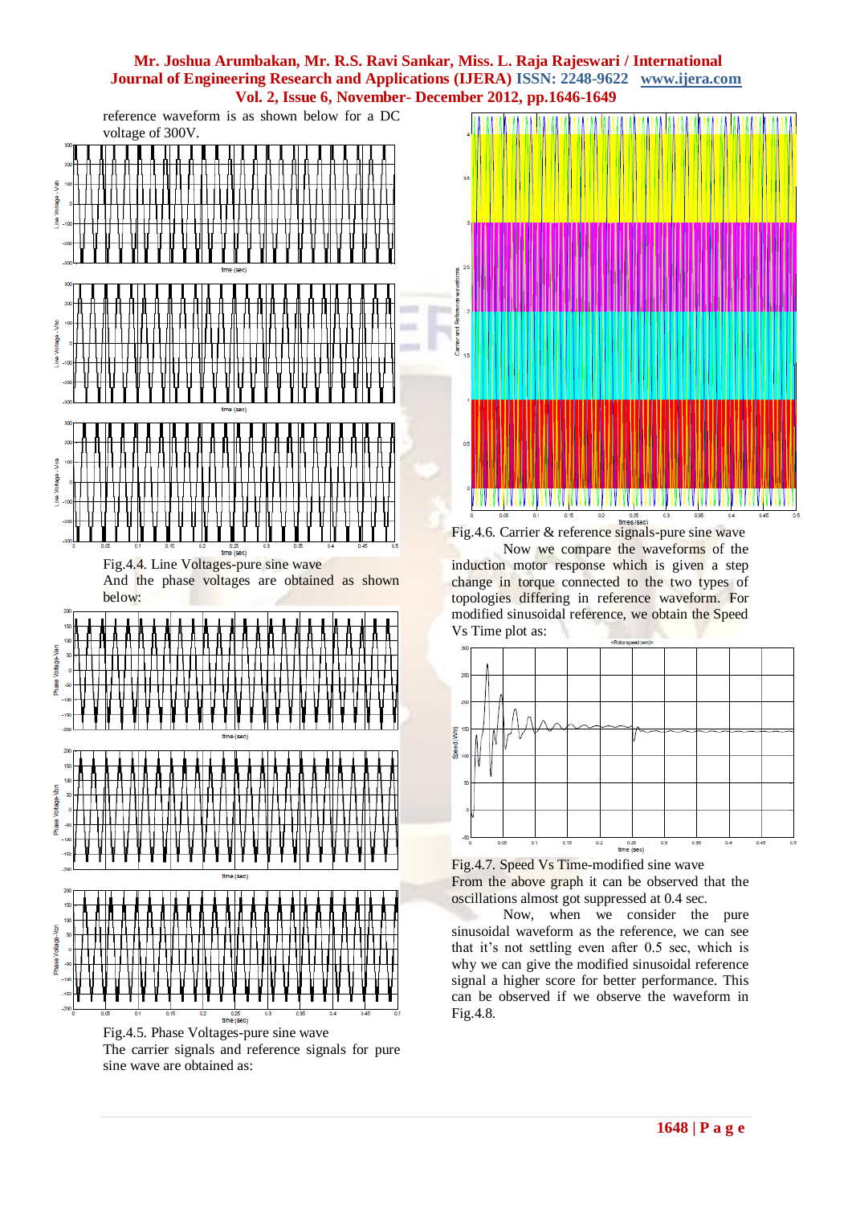reference waveform is as shown below for a DC voltage of 300V.

Fig.4.4. Line Voltages-pure sine wave

And the phase voltages are obtained as shown below:

Fig.4.5. Phase Voltages-pure sine wave

The carrier signals and reference signals for pure sine wave are obtained as:

Fig.4.6. Carrier & reference signals-pure sine wave

Now we compare the waveforms of the induction motor response which is given a step change in torque connected to the two types of topologies differing in reference waveform. For modified sinusoidal reference, we obtain the Speed Vs Time plot as:

Fig.4.7. Speed Vs Time-modified sine wave

From the above graph it can be observed that the oscillations almost got suppressed at 0.4 sec.

Now, when we consider the pure sinusoidal waveform as the reference, we can see that it's not settling even after 0.5 sec, which is why we can give the modified sinusoidal reference signal a higher score for better performance. This can be observed if we observe the waveform in Fig.4.8.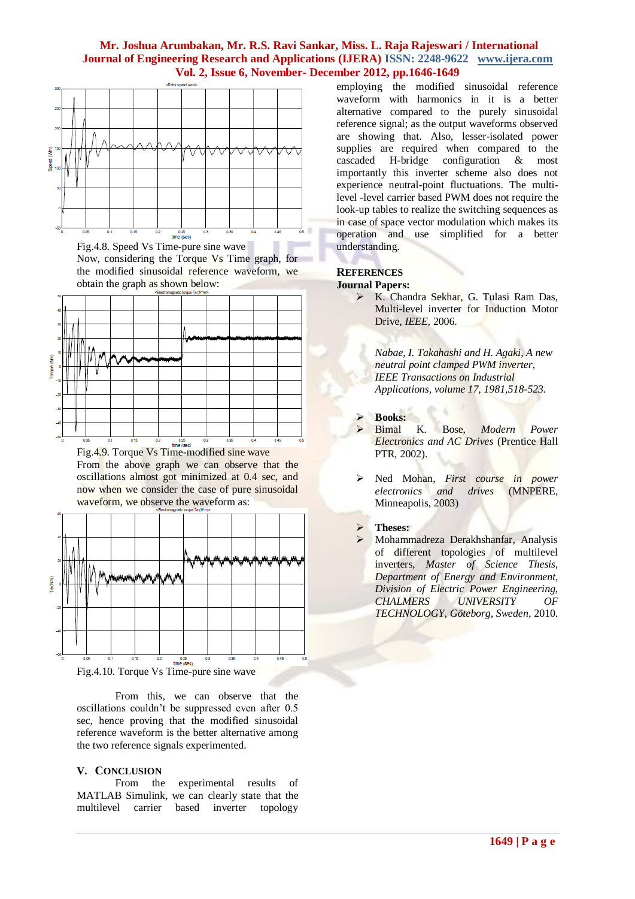<Rotor speed (wm)>

300
250
200
150
100
50
0
-50

Speed (Wm)

0 0.05 0.1 0.15 0.2 0.25 0.3 0.35 0.4 0.45 0.5

time (sec)

Fig.4.8. Speed Vs Time-pure sine wave

Now, considering the Torque Vs Time graph, for the modified sinusoidal reference waveform, we obtain the graph as shown below:

<Electromagnetic torque Te (N*m)>

50
40
30
20
10
0
-10
-20
-30
-40
-50

Torque (Nm)

0 0.05 0.1 0.15 0.2 0.25 0.3 0.35 0.4 0.45 0.5

time (sec)

Fig.4.9. Torque Vs Time-modified sine wave

From the above graph we can observe that the oscillations almost got minimized at 0.4 sec, and now when we consider the case of pure sinusoidal waveform, we observe the waveform as:

<Electromagnetic torque Te (N*m)>

60
40
20
0
-20
-40
-60

Te (Nm)

0 0.05 0.1 0.15 0.2 0.25 0.3 0.35 0.4 0.45 0.5

time (sec)

Fig.4.10. Torque Vs Time-pure sine wave

From this, we can observe that the oscillations couldn't be suppressed even after 0.5 sec, hence proving that the modified sinusoidal reference waveform is the better alternative among the two reference signals experimented.

## V. Conclusion

From the experimental results of MATLAB Simulink, we can clearly state that the multilevel carrier based inverter topology employing the modified sinusoidal reference waveform with harmonics in it is a better alternative compared to the purely sinusoidal reference signal; as the output waveforms observed are showing that. Also, lesser-isolated power supplies are required when compared to the cascaded H-bridge configuration & most importantly this inverter scheme also does not experience neutral-point fluctuations. The multi-level -level carrier based PWM does not require the look-up tables to realize the switching sequences as in case of space vector modulation which makes its operation and use simplified for a better understanding.

## References

**Journal Papers:**

- K. Chandra Sekhar, G. Tulasi Ram Das, Multi-level inverter for Induction Motor Drive, *IEEE*, 2006.

- *Nabae, I. Takahashi and H. Agaki, A new neutral point clamped PWM inverter, IEEE Transactions on Industrial Applications, volume 17, 1981,518-523.*

- **Books:**
- Bimal K. Bose, *Modern Power Electronics and AC Drives* (Prentice Hall PTR, 2002).

- Ned Mohan, *First course in power electronics and drives* (MNPERE, Minneapolis, 2003)

- **Theses:**
- Mohammadreza Derakhshanfar, Analysis of different topologies of multilevel inverters, *Master of Science Thesis, Department of Energy and Environment, Division of Electric Power Engineering, CHALMERS UNIVERSITY OF TECHNOLOGY, Göteborg, Sweden*, 2010.